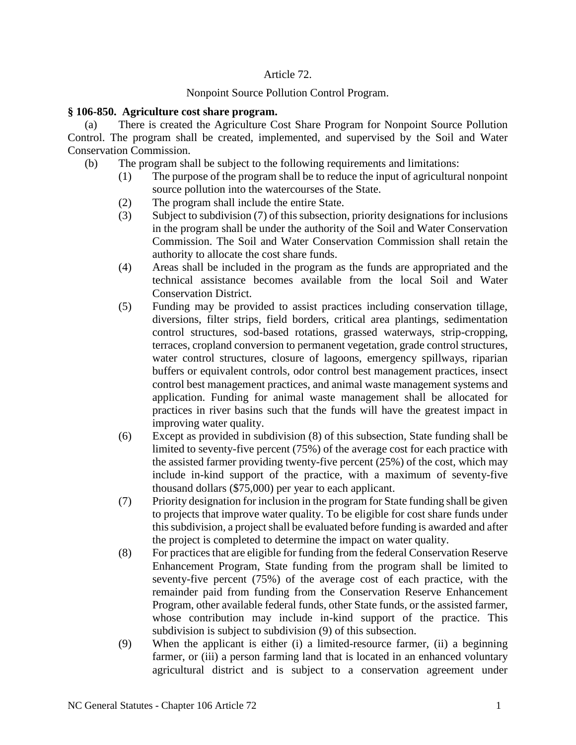Article 72.

Nonpoint Source Pollution Control Program.

**§ 106-850. Agriculture cost share program.**

(a) There is created the Agriculture Cost Share Program for Nonpoint Source Pollution Control. The program shall be created, implemented, and supervised by the Soil and Water Conservation Commission.

(b) The program shall be subject to the following requirements and limitations:

(1) The purpose of the program shall be to reduce the input of agricultural nonpoint source pollution into the watercourses of the State.

(2) The program shall include the entire State.

(3) Subject to subdivision (7) of this subsection, priority designations for inclusions in the program shall be under the authority of the Soil and Water Conservation Commission. The Soil and Water Conservation Commission shall retain the authority to allocate the cost share funds.

(4) Areas shall be included in the program as the funds are appropriated and the technical assistance becomes available from the local Soil and Water Conservation District.

(5) Funding may be provided to assist practices including conservation tillage, diversions, filter strips, field borders, critical area plantings, sedimentation control structures, sod-based rotations, grassed waterways, strip-cropping, terraces, cropland conversion to permanent vegetation, grade control structures, water control structures, closure of lagoons, emergency spillways, riparian buffers or equivalent controls, odor control best management practices, insect control best management practices, and animal waste management systems and application. Funding for animal waste management shall be allocated for practices in river basins such that the funds will have the greatest impact in improving water quality.

(6) Except as provided in subdivision (8) of this subsection, State funding shall be limited to seventy-five percent (75%) of the average cost for each practice with the assisted farmer providing twenty-five percent (25%) of the cost, which may include in-kind support of the practice, with a maximum of seventy-five thousand dollars ($75,000) per year to each applicant.

(7) Priority designation for inclusion in the program for State funding shall be given to projects that improve water quality. To be eligible for cost share funds under this subdivision, a project shall be evaluated before funding is awarded and after the project is completed to determine the impact on water quality.

(8) For practices that are eligible for funding from the federal Conservation Reserve Enhancement Program, State funding from the program shall be limited to seventy-five percent (75%) of the average cost of each practice, with the remainder paid from funding from the Conservation Reserve Enhancement Program, other available federal funds, other State funds, or the assisted farmer, whose contribution may include in-kind support of the practice. This subdivision is subject to subdivision (9) of this subsection.

(9) When the applicant is either (i) a limited-resource farmer, (ii) a beginning farmer, or (iii) a person farming land that is located in an enhanced voluntary agricultural district and is subject to a conservation agreement under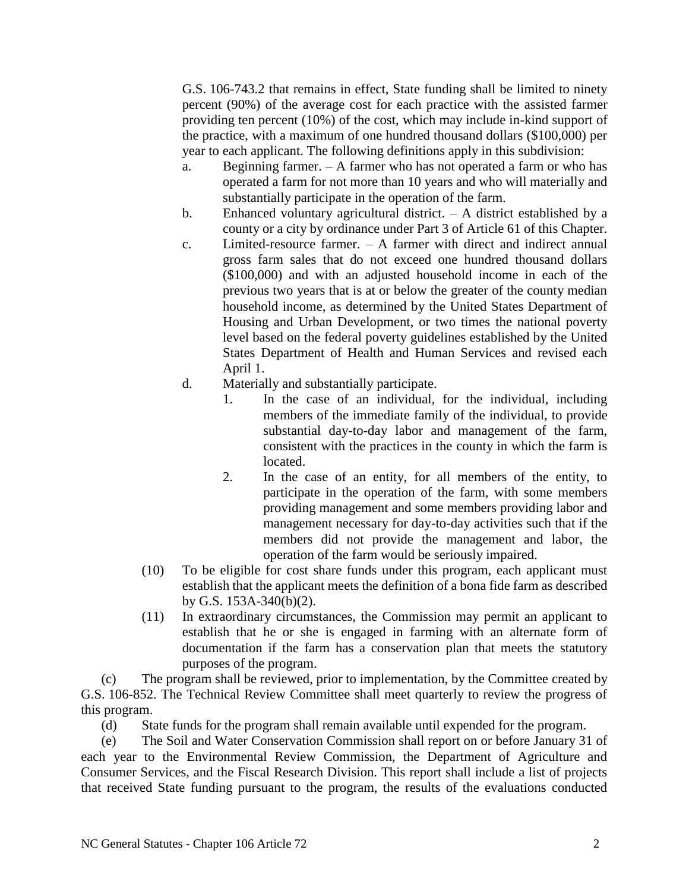G.S. 106-743.2 that remains in effect, State funding shall be limited to ninety percent (90%) of the average cost for each practice with the assisted farmer providing ten percent (10%) of the cost, which may include in-kind support of the practice, with a maximum of one hundred thousand dollars ($100,000) per year to each applicant. The following definitions apply in this subdivision:

a. Beginning farmer. – A farmer who has not operated a farm or who has operated a farm for not more than 10 years and who will materially and substantially participate in the operation of the farm.

b. Enhanced voluntary agricultural district. – A district established by a county or a city by ordinance under Part 3 of Article 61 of this Chapter.

c. Limited-resource farmer. – A farmer with direct and indirect annual gross farm sales that do not exceed one hundred thousand dollars ($100,000) and with an adjusted household income in each of the previous two years that is at or below the greater of the county median household income, as determined by the United States Department of Housing and Urban Development, or two times the national poverty level based on the federal poverty guidelines established by the United States Department of Health and Human Services and revised each April 1.

d. Materially and substantially participate.

1. In the case of an individual, for the individual, including members of the immediate family of the individual, to provide substantial day-to-day labor and management of the farm, consistent with the practices in the county in which the farm is located.

2. In the case of an entity, for all members of the entity, to participate in the operation of the farm, with some members providing management and some members providing labor and management necessary for day-to-day activities such that if the members did not provide the management and labor, the operation of the farm would be seriously impaired.

(10) To be eligible for cost share funds under this program, each applicant must establish that the applicant meets the definition of a bona fide farm as described by G.S. 153A-340(b)(2).

(11) In extraordinary circumstances, the Commission may permit an applicant to establish that he or she is engaged in farming with an alternate form of documentation if the farm has a conservation plan that meets the statutory purposes of the program.

(c) The program shall be reviewed, prior to implementation, by the Committee created by G.S. 106-852. The Technical Review Committee shall meet quarterly to review the progress of this program.

(d) State funds for the program shall remain available until expended for the program.

(e) The Soil and Water Conservation Commission shall report on or before January 31 of each year to the Environmental Review Commission, the Department of Agriculture and Consumer Services, and the Fiscal Research Division. This report shall include a list of projects that received State funding pursuant to the program, the results of the evaluations conducted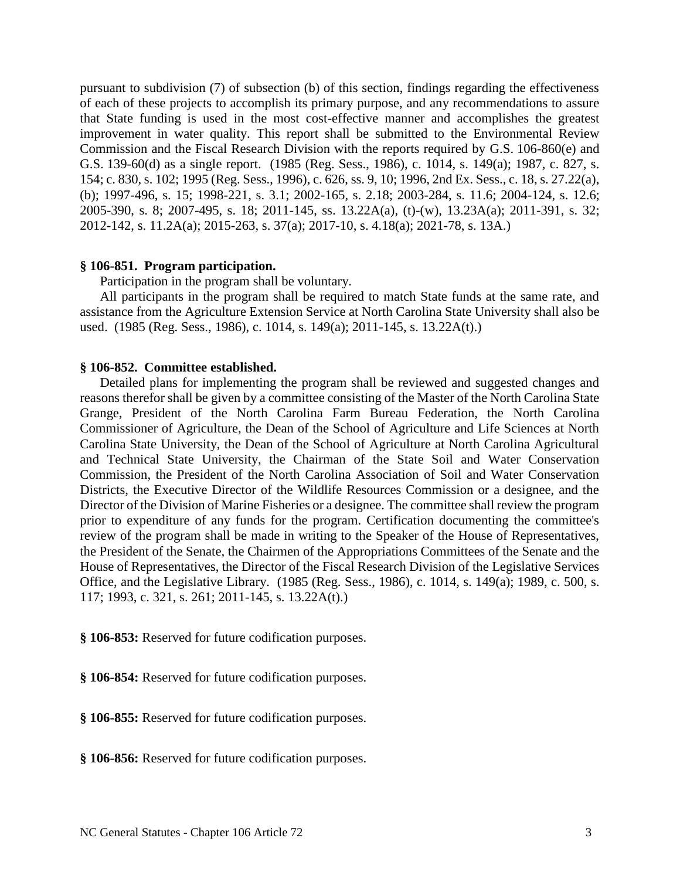pursuant to subdivision (7) of subsection (b) of this section, findings regarding the effectiveness of each of these projects to accomplish its primary purpose, and any recommendations to assure that State funding is used in the most cost-effective manner and accomplishes the greatest improvement in water quality. This report shall be submitted to the Environmental Review Commission and the Fiscal Research Division with the reports required by G.S. 106-860(e) and G.S. 139-60(d) as a single report. (1985 (Reg. Sess., 1986), c. 1014, s. 149(a); 1987, c. 827, s. 154; c. 830, s. 102; 1995 (Reg. Sess., 1996), c. 626, ss. 9, 10; 1996, 2nd Ex. Sess., c. 18, s. 27.22(a), (b); 1997-496, s. 15; 1998-221, s. 3.1; 2002-165, s. 2.18; 2003-284, s. 11.6; 2004-124, s. 12.6; 2005-390, s. 8; 2007-495, s. 18; 2011-145, ss. 13.22A(a), (t)-(w), 13.23A(a); 2011-391, s. 32; 2012-142, s. 11.2A(a); 2015-263, s. 37(a); 2017-10, s. 4.18(a); 2021-78, s. 13A.)

**§ 106-851. Program participation.**

Participation in the program shall be voluntary.

All participants in the program shall be required to match State funds at the same rate, and assistance from the Agriculture Extension Service at North Carolina State University shall also be used. (1985 (Reg. Sess., 1986), c. 1014, s. 149(a); 2011-145, s. 13.22A(t).)

**§ 106-852. Committee established.**

Detailed plans for implementing the program shall be reviewed and suggested changes and reasons therefor shall be given by a committee consisting of the Master of the North Carolina State Grange, President of the North Carolina Farm Bureau Federation, the North Carolina Commissioner of Agriculture, the Dean of the School of Agriculture and Life Sciences at North Carolina State University, the Dean of the School of Agriculture at North Carolina Agricultural and Technical State University, the Chairman of the State Soil and Water Conservation Commission, the President of the North Carolina Association of Soil and Water Conservation Districts, the Executive Director of the Wildlife Resources Commission or a designee, and the Director of the Division of Marine Fisheries or a designee. The committee shall review the program prior to expenditure of any funds for the program. Certification documenting the committee's review of the program shall be made in writing to the Speaker of the House of Representatives, the President of the Senate, the Chairmen of the Appropriations Committees of the Senate and the House of Representatives, the Director of the Fiscal Research Division of the Legislative Services Office, and the Legislative Library. (1985 (Reg. Sess., 1986), c. 1014, s. 149(a); 1989, c. 500, s. 117; 1993, c. 321, s. 261; 2011-145, s. 13.22A(t).)

**§ 106-853:** Reserved for future codification purposes.

**§ 106-854:** Reserved for future codification purposes.

**§ 106-855:** Reserved for future codification purposes.

**§ 106-856:** Reserved for future codification purposes.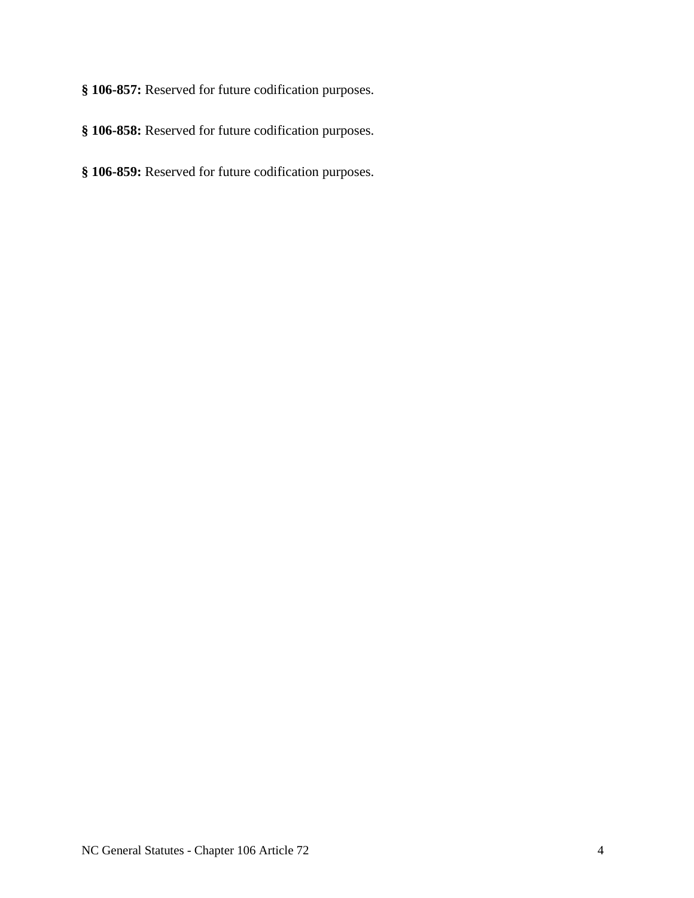**§ 106-857:** Reserved for future codification purposes.

**§ 106-858:** Reserved for future codification purposes.

**§ 106-859:** Reserved for future codification purposes.